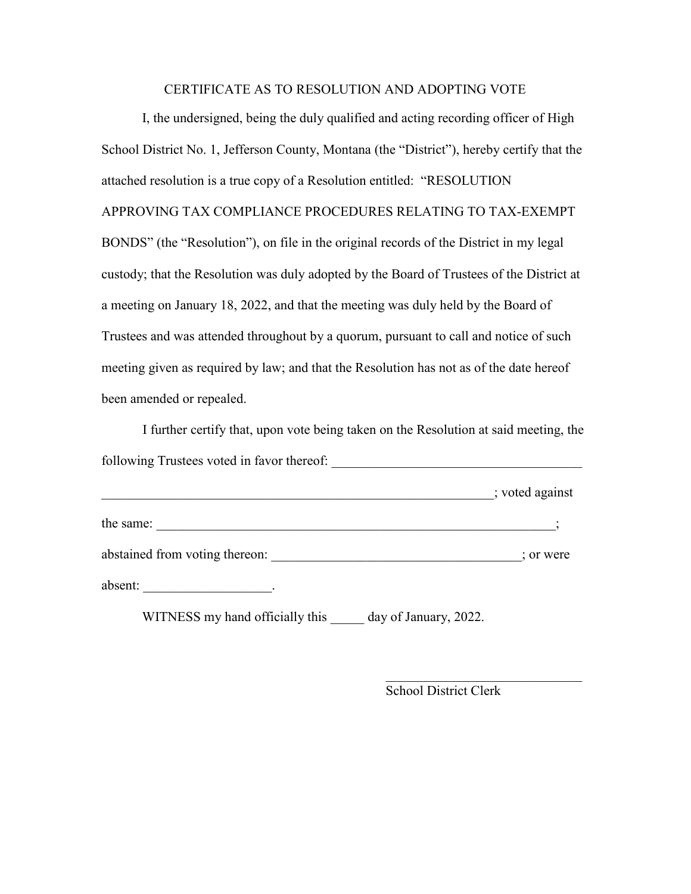# CERTIFICATE AS TO RESOLUTION AND ADOPTING VOTE

I, the undersigned, being the duly qualified and acting recording officer of High School District No. 1, Jefferson County, Montana (the "District"), hereby certify that the attached resolution is a true copy of a Resolution entitled: "RESOLUTION APPROVING TAX COMPLIANCE PROCEDURES RELATING TO TAX-EXEMPT BONDS" (the "Resolution"), on file in the original records of the District in my legal custody; that the Resolution was duly adopted by the Board of Trustees of the District at a meeting on January 18, 2022, and that the meeting was duly held by the Board of Trustees and was attended throughout by a quorum, pursuant to call and notice of such meeting given as required by law; and that the Resolution has not as of the date hereof been amended or repealed.

I further certify that, upon vote being taken on the Resolution at said meeting, the following Trustees voted in favor thereof: _____________________________________ _____________________________________________________________; voted against the same: ______________________________________________________________; abstained from voting thereon: _____________________________________; or were absent: ___________________.

WITNESS my hand officially this _____ day of January, 2022.

_______________________________
School District Clerk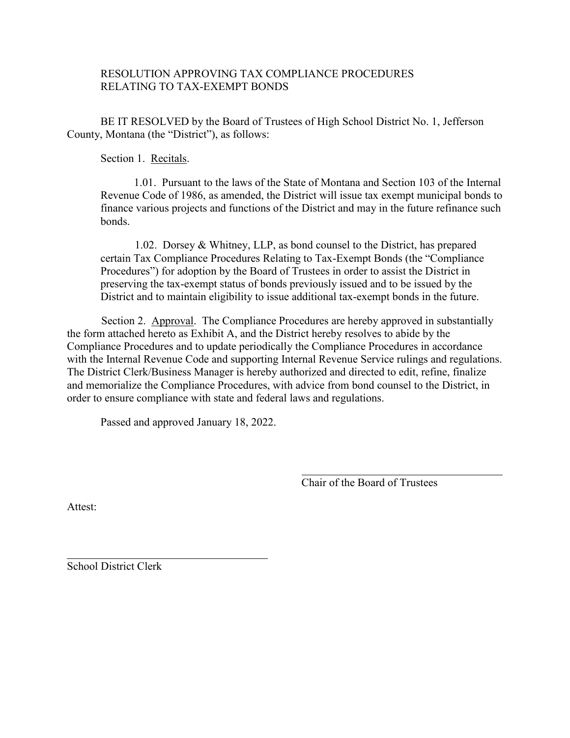RESOLUTION APPROVING TAX COMPLIANCE PROCEDURES RELATING TO TAX-EXEMPT BONDS

BE IT RESOLVED by the Board of Trustees of High School District No. 1, Jefferson County, Montana (the "District"), as follows:

Section 1. Recitals.

> 1.01. Pursuant to the laws of the State of Montana and Section 103 of the Internal Revenue Code of 1986, as amended, the District will issue tax exempt municipal bonds to finance various projects and functions of the District and may in the future refinance such bonds.
>
> 1.02. Dorsey & Whitney, LLP, as bond counsel to the District, has prepared certain Tax Compliance Procedures Relating to Tax-Exempt Bonds (the "Compliance Procedures") for adoption by the Board of Trustees in order to assist the District in preserving the tax-exempt status of bonds previously issued and to be issued by the District and to maintain eligibility to issue additional tax-exempt bonds in the future.

Section 2. Approval. The Compliance Procedures are hereby approved in substantially the form attached hereto as Exhibit A, and the District hereby resolves to abide by the Compliance Procedures and to update periodically the Compliance Procedures in accordance with the Internal Revenue Code and supporting Internal Revenue Service rulings and regulations. The District Clerk/Business Manager is hereby authorized and directed to edit, refine, finalize and memorialize the Compliance Procedures, with advice from bond counsel to the District, in order to ensure compliance with state and federal laws and regulations.

Passed and approved January 18, 2022.

\_\_\_\_\_\_\_\_\_\_\_\_\_\_\_\_\_\_\_\_\_\_\_\_\_\_\_\_\_\_\_\_\_\_\_\_\_\_
Chair of the Board of Trustees

Attest:

\_\_\_\_\_\_\_\_\_\_\_\_\_\_\_\_\_\_\_\_\_\_\_\_\_\_\_\_\_\_\_\_\_\_\_\_\_\_
School District Clerk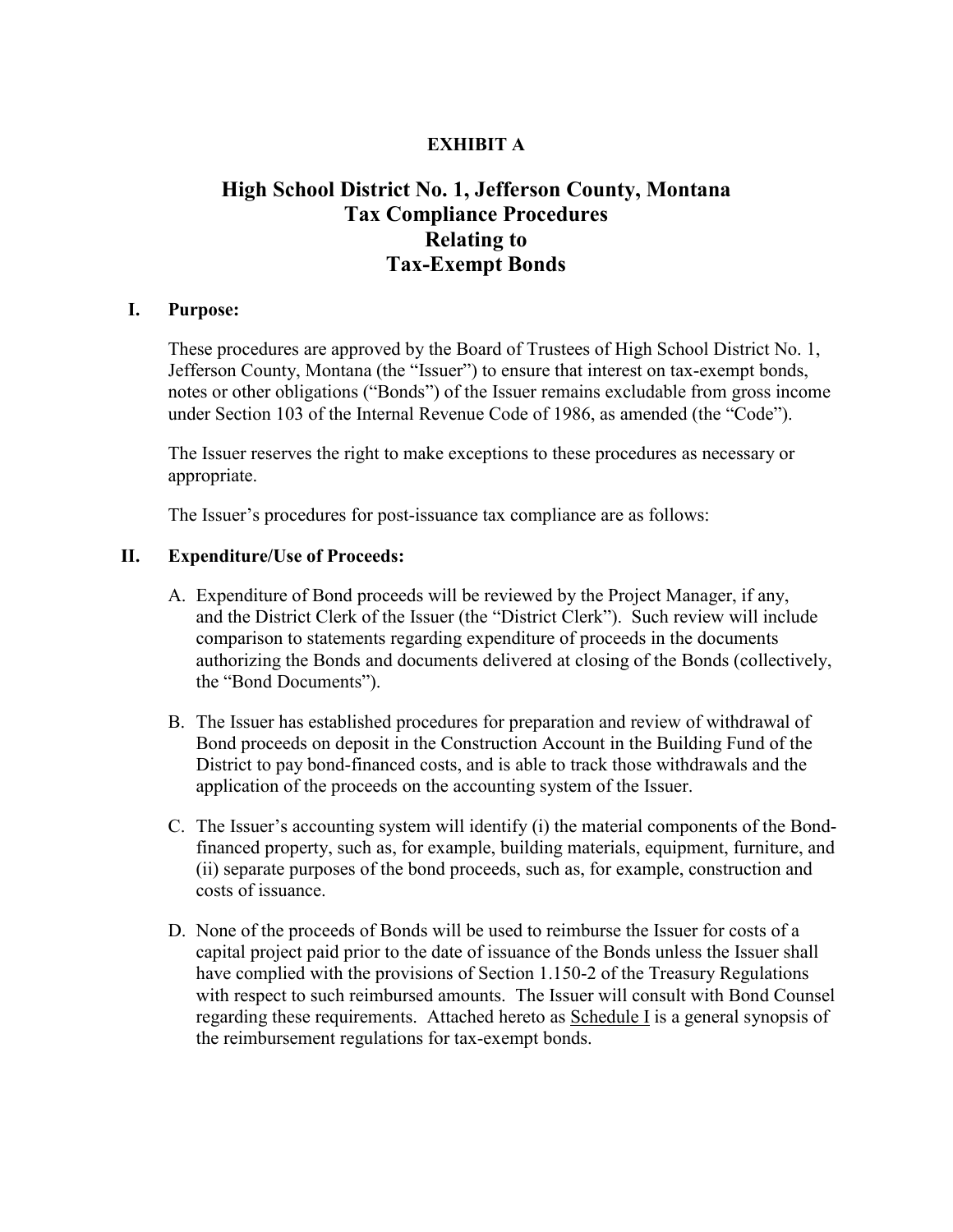**EXHIBIT A**

# High School District No. 1, Jefferson County, Montana Tax Compliance Procedures Relating to Tax-Exempt Bonds

## I. Purpose:

These procedures are approved by the Board of Trustees of High School District No. 1, Jefferson County, Montana (the "Issuer") to ensure that interest on tax-exempt bonds, notes or other obligations ("Bonds") of the Issuer remains excludable from gross income under Section 103 of the Internal Revenue Code of 1986, as amended (the "Code").

The Issuer reserves the right to make exceptions to these procedures as necessary or appropriate.

The Issuer's procedures for post-issuance tax compliance are as follows:

## II. Expenditure/Use of Proceeds:

A. Expenditure of Bond proceeds will be reviewed by the Project Manager, if any, and the District Clerk of the Issuer (the "District Clerk"). Such review will include comparison to statements regarding expenditure of proceeds in the documents authorizing the Bonds and documents delivered at closing of the Bonds (collectively, the "Bond Documents").

B. The Issuer has established procedures for preparation and review of withdrawal of Bond proceeds on deposit in the Construction Account in the Building Fund of the District to pay bond-financed costs, and is able to track those withdrawals and the application of the proceeds on the accounting system of the Issuer.

C. The Issuer's accounting system will identify (i) the material components of the Bond-financed property, such as, for example, building materials, equipment, furniture, and (ii) separate purposes of the bond proceeds, such as, for example, construction and costs of issuance.

D. None of the proceeds of Bonds will be used to reimburse the Issuer for costs of a capital project paid prior to the date of issuance of the Bonds unless the Issuer shall have complied with the provisions of Section 1.150-2 of the Treasury Regulations with respect to such reimbursed amounts. The Issuer will consult with Bond Counsel regarding these requirements. Attached hereto as Schedule I is a general synopsis of the reimbursement regulations for tax-exempt bonds.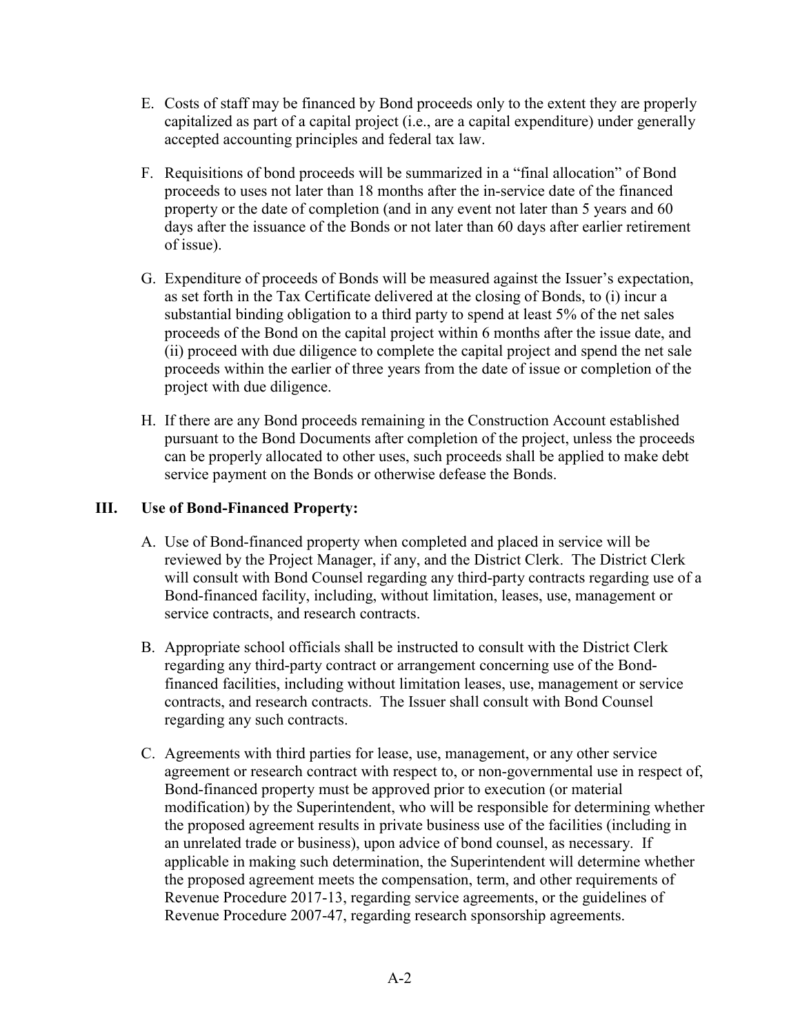E. Costs of staff may be financed by Bond proceeds only to the extent they are properly capitalized as part of a capital project (i.e., are a capital expenditure) under generally accepted accounting principles and federal tax law.

F. Requisitions of bond proceeds will be summarized in a "final allocation" of Bond proceeds to uses not later than 18 months after the in-service date of the financed property or the date of completion (and in any event not later than 5 years and 60 days after the issuance of the Bonds or not later than 60 days after earlier retirement of issue).

G. Expenditure of proceeds of Bonds will be measured against the Issuer's expectation, as set forth in the Tax Certificate delivered at the closing of Bonds, to (i) incur a substantial binding obligation to a third party to spend at least 5% of the net sales proceeds of the Bond on the capital project within 6 months after the issue date, and (ii) proceed with due diligence to complete the capital project and spend the net sale proceeds within the earlier of three years from the date of issue or completion of the project with due diligence.

H. If there are any Bond proceeds remaining in the Construction Account established pursuant to the Bond Documents after completion of the project, unless the proceeds can be properly allocated to other uses, such proceeds shall be applied to make debt service payment on the Bonds or otherwise defease the Bonds.

## III. Use of Bond-Financed Property:

A. Use of Bond-financed property when completed and placed in service will be reviewed by the Project Manager, if any, and the District Clerk. The District Clerk will consult with Bond Counsel regarding any third-party contracts regarding use of a Bond-financed facility, including, without limitation, leases, use, management or service contracts, and research contracts.

B. Appropriate school officials shall be instructed to consult with the District Clerk regarding any third-party contract or arrangement concerning use of the Bond-financed facilities, including without limitation leases, use, management or service contracts, and research contracts. The Issuer shall consult with Bond Counsel regarding any such contracts.

C. Agreements with third parties for lease, use, management, or any other service agreement or research contract with respect to, or non-governmental use in respect of, Bond-financed property must be approved prior to execution (or material modification) by the Superintendent, who will be responsible for determining whether the proposed agreement results in private business use of the facilities (including in an unrelated trade or business), upon advice of bond counsel, as necessary. If applicable in making such determination, the Superintendent will determine whether the proposed agreement meets the compensation, term, and other requirements of Revenue Procedure 2017-13, regarding service agreements, or the guidelines of Revenue Procedure 2007-47, regarding research sponsorship agreements.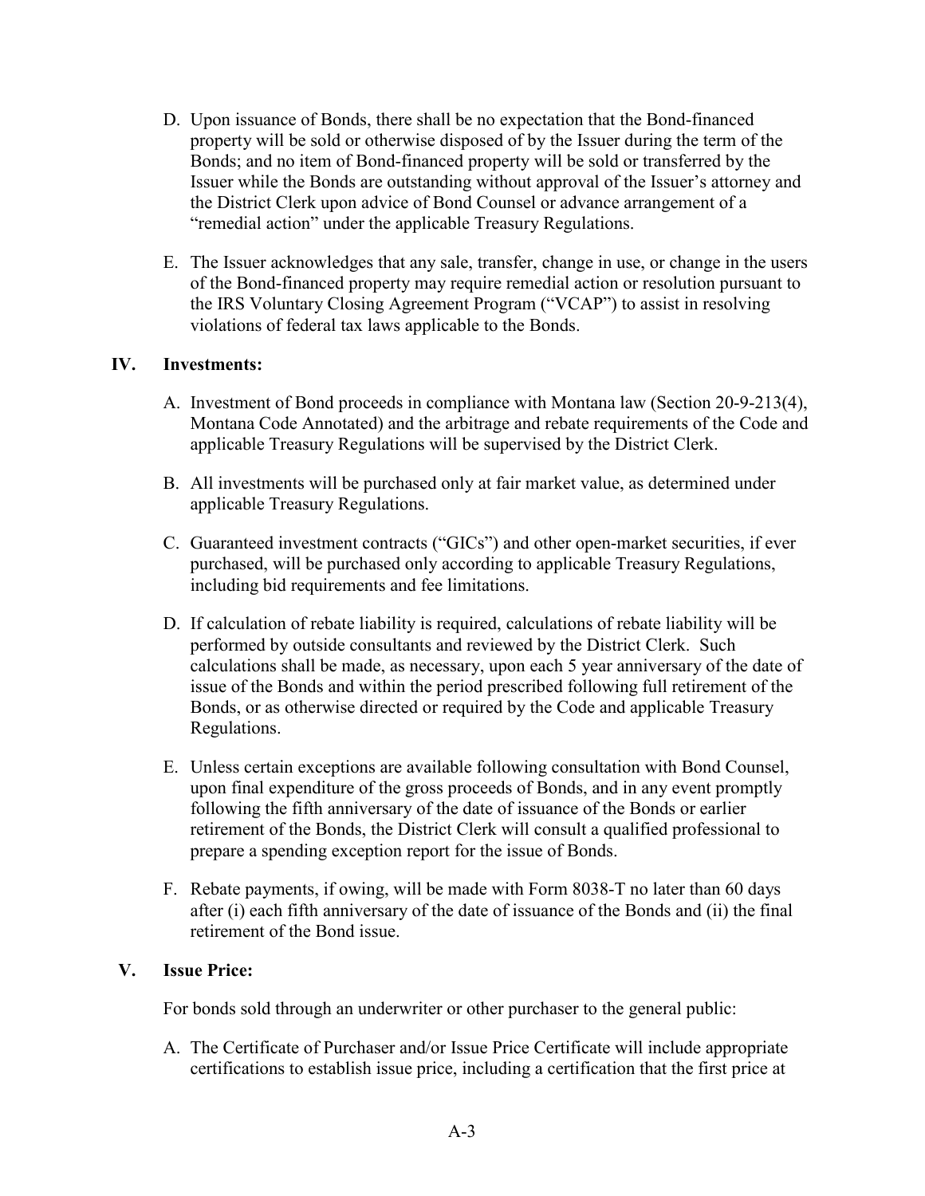D. Upon issuance of Bonds, there shall be no expectation that the Bond-financed property will be sold or otherwise disposed of by the Issuer during the term of the Bonds; and no item of Bond-financed property will be sold or transferred by the Issuer while the Bonds are outstanding without approval of the Issuer's attorney and the District Clerk upon advice of Bond Counsel or advance arrangement of a "remedial action" under the applicable Treasury Regulations.

E. The Issuer acknowledges that any sale, transfer, change in use, or change in the users of the Bond-financed property may require remedial action or resolution pursuant to the IRS Voluntary Closing Agreement Program ("VCAP") to assist in resolving violations of federal tax laws applicable to the Bonds.

## IV. Investments:

A. Investment of Bond proceeds in compliance with Montana law (Section 20-9-213(4), Montana Code Annotated) and the arbitrage and rebate requirements of the Code and applicable Treasury Regulations will be supervised by the District Clerk.

B. All investments will be purchased only at fair market value, as determined under applicable Treasury Regulations.

C. Guaranteed investment contracts ("GICs") and other open-market securities, if ever purchased, will be purchased only according to applicable Treasury Regulations, including bid requirements and fee limitations.

D. If calculation of rebate liability is required, calculations of rebate liability will be performed by outside consultants and reviewed by the District Clerk. Such calculations shall be made, as necessary, upon each 5 year anniversary of the date of issue of the Bonds and within the period prescribed following full retirement of the Bonds, or as otherwise directed or required by the Code and applicable Treasury Regulations.

E. Unless certain exceptions are available following consultation with Bond Counsel, upon final expenditure of the gross proceeds of Bonds, and in any event promptly following the fifth anniversary of the date of issuance of the Bonds or earlier retirement of the Bonds, the District Clerk will consult a qualified professional to prepare a spending exception report for the issue of Bonds.

F. Rebate payments, if owing, will be made with Form 8038-T no later than 60 days after (i) each fifth anniversary of the date of issuance of the Bonds and (ii) the final retirement of the Bond issue.

## V. Issue Price:

For bonds sold through an underwriter or other purchaser to the general public:

A. The Certificate of Purchaser and/or Issue Price Certificate will include appropriate certifications to establish issue price, including a certification that the first price at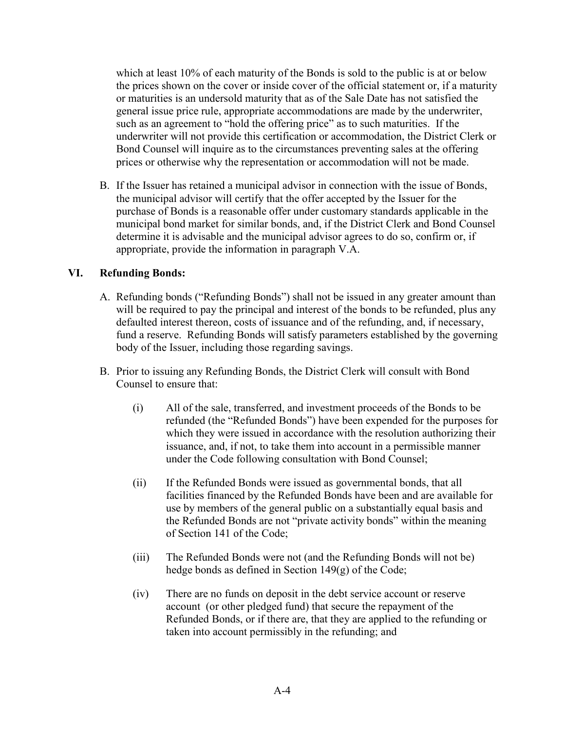which at least 10% of each maturity of the Bonds is sold to the public is at or below the prices shown on the cover or inside cover of the official statement or, if a maturity or maturities is an undersold maturity that as of the Sale Date has not satisfied the general issue price rule, appropriate accommodations are made by the underwriter, such as an agreement to "hold the offering price" as to such maturities. If the underwriter will not provide this certification or accommodation, the District Clerk or Bond Counsel will inquire as to the circumstances preventing sales at the offering prices or otherwise why the representation or accommodation will not be made.

B. If the Issuer has retained a municipal advisor in connection with the issue of Bonds, the municipal advisor will certify that the offer accepted by the Issuer for the purchase of Bonds is a reasonable offer under customary standards applicable in the municipal bond market for similar bonds, and, if the District Clerk and Bond Counsel determine it is advisable and the municipal advisor agrees to do so, confirm or, if appropriate, provide the information in paragraph V.A.

## VI. Refunding Bonds:

A. Refunding bonds ("Refunding Bonds") shall not be issued in any greater amount than will be required to pay the principal and interest of the bonds to be refunded, plus any defaulted interest thereon, costs of issuance and of the refunding, and, if necessary, fund a reserve. Refunding Bonds will satisfy parameters established by the governing body of the Issuer, including those regarding savings.

B. Prior to issuing any Refunding Bonds, the District Clerk will consult with Bond Counsel to ensure that:

(i) All of the sale, transferred, and investment proceeds of the Bonds to be refunded (the "Refunded Bonds") have been expended for the purposes for which they were issued in accordance with the resolution authorizing their issuance, and, if not, to take them into account in a permissible manner under the Code following consultation with Bond Counsel;

(ii) If the Refunded Bonds were issued as governmental bonds, that all facilities financed by the Refunded Bonds have been and are available for use by members of the general public on a substantially equal basis and the Refunded Bonds are not "private activity bonds" within the meaning of Section 141 of the Code;

(iii) The Refunded Bonds were not (and the Refunding Bonds will not be) hedge bonds as defined in Section 149(g) of the Code;

(iv) There are no funds on deposit in the debt service account or reserve account (or other pledged fund) that secure the repayment of the Refunded Bonds, or if there are, that they are applied to the refunding or taken into account permissibly in the refunding; and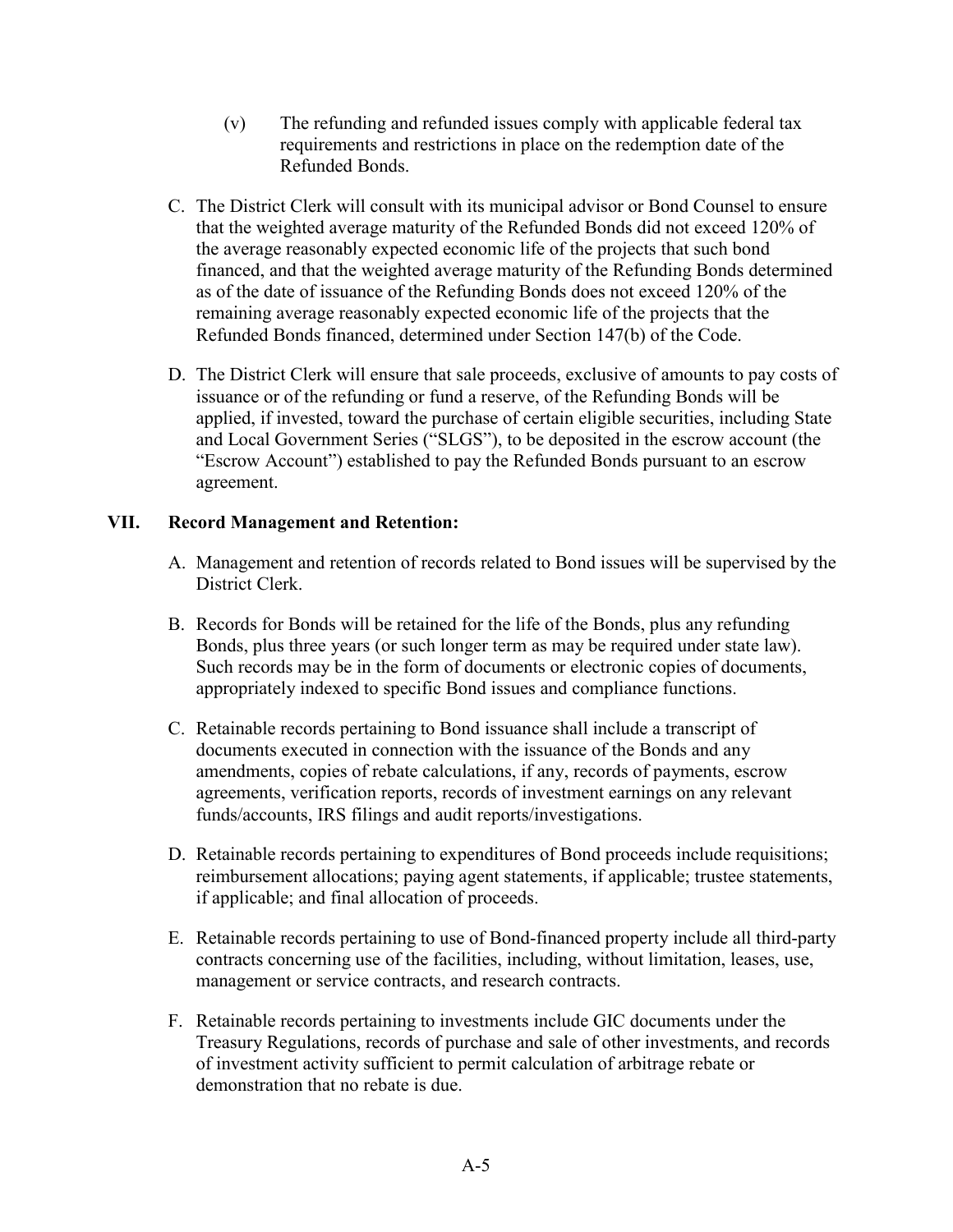(v) The refunding and refunded issues comply with applicable federal tax requirements and restrictions in place on the redemption date of the Refunded Bonds.

C. The District Clerk will consult with its municipal advisor or Bond Counsel to ensure that the weighted average maturity of the Refunded Bonds did not exceed 120% of the average reasonably expected economic life of the projects that such bond financed, and that the weighted average maturity of the Refunding Bonds determined as of the date of issuance of the Refunding Bonds does not exceed 120% of the remaining average reasonably expected economic life of the projects that the Refunded Bonds financed, determined under Section 147(b) of the Code.

D. The District Clerk will ensure that sale proceeds, exclusive of amounts to pay costs of issuance or of the refunding or fund a reserve, of the Refunding Bonds will be applied, if invested, toward the purchase of certain eligible securities, including State and Local Government Series ("SLGS"), to be deposited in the escrow account (the "Escrow Account") established to pay the Refunded Bonds pursuant to an escrow agreement.

## VII. Record Management and Retention:

A. Management and retention of records related to Bond issues will be supervised by the District Clerk.

B. Records for Bonds will be retained for the life of the Bonds, plus any refunding Bonds, plus three years (or such longer term as may be required under state law). Such records may be in the form of documents or electronic copies of documents, appropriately indexed to specific Bond issues and compliance functions.

C. Retainable records pertaining to Bond issuance shall include a transcript of documents executed in connection with the issuance of the Bonds and any amendments, copies of rebate calculations, if any, records of payments, escrow agreements, verification reports, records of investment earnings on any relevant funds/accounts, IRS filings and audit reports/investigations.

D. Retainable records pertaining to expenditures of Bond proceeds include requisitions; reimbursement allocations; paying agent statements, if applicable; trustee statements, if applicable; and final allocation of proceeds.

E. Retainable records pertaining to use of Bond-financed property include all third-party contracts concerning use of the facilities, including, without limitation, leases, use, management or service contracts, and research contracts.

F. Retainable records pertaining to investments include GIC documents under the Treasury Regulations, records of purchase and sale of other investments, and records of investment activity sufficient to permit calculation of arbitrage rebate or demonstration that no rebate is due.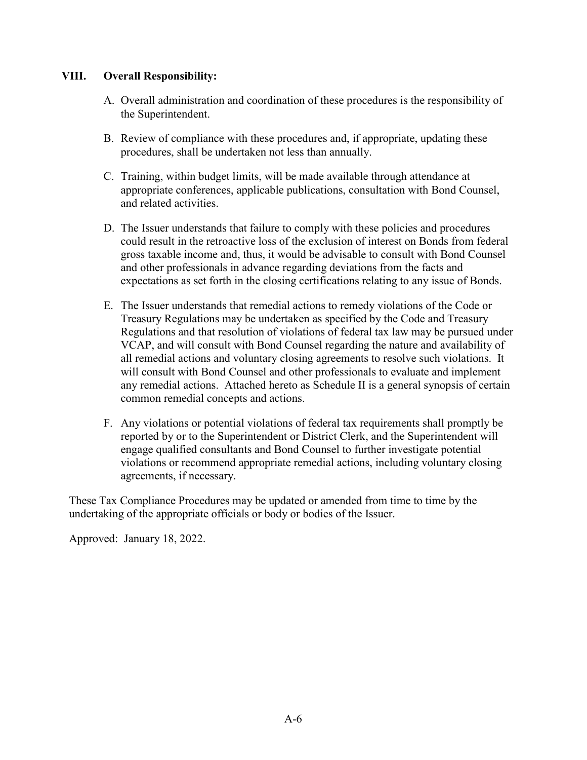## VIII. Overall Responsibility:

A. Overall administration and coordination of these procedures is the responsibility of the Superintendent.

B. Review of compliance with these procedures and, if appropriate, updating these procedures, shall be undertaken not less than annually.

C. Training, within budget limits, will be made available through attendance at appropriate conferences, applicable publications, consultation with Bond Counsel, and related activities.

D. The Issuer understands that failure to comply with these policies and procedures could result in the retroactive loss of the exclusion of interest on Bonds from federal gross taxable income and, thus, it would be advisable to consult with Bond Counsel and other professionals in advance regarding deviations from the facts and expectations as set forth in the closing certifications relating to any issue of Bonds.

E. The Issuer understands that remedial actions to remedy violations of the Code or Treasury Regulations may be undertaken as specified by the Code and Treasury Regulations and that resolution of violations of federal tax law may be pursued under VCAP, and will consult with Bond Counsel regarding the nature and availability of all remedial actions and voluntary closing agreements to resolve such violations. It will consult with Bond Counsel and other professionals to evaluate and implement any remedial actions. Attached hereto as Schedule II is a general synopsis of certain common remedial concepts and actions.

F. Any violations or potential violations of federal tax requirements shall promptly be reported by or to the Superintendent or District Clerk, and the Superintendent will engage qualified consultants and Bond Counsel to further investigate potential violations or recommend appropriate remedial actions, including voluntary closing agreements, if necessary.

These Tax Compliance Procedures may be updated or amended from time to time by the undertaking of the appropriate officials or body or bodies of the Issuer.

Approved: January 18, 2022.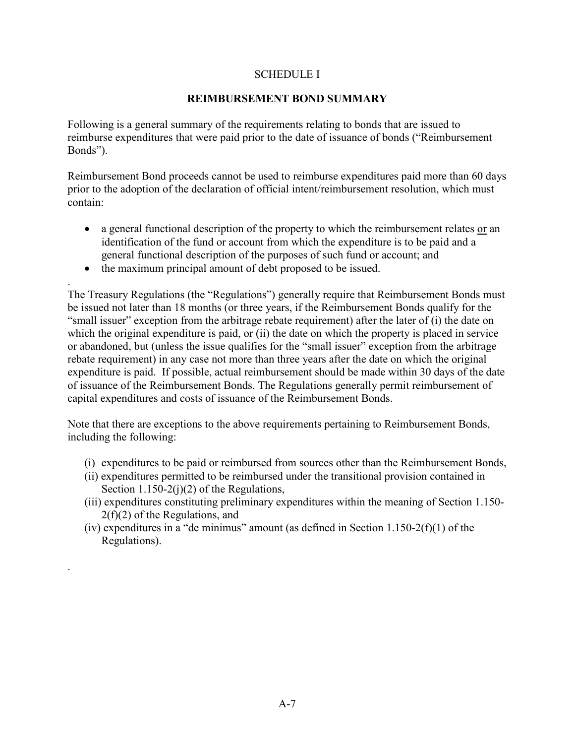SCHEDULE I

**REIMBURSEMENT BOND SUMMARY**

Following is a general summary of the requirements relating to bonds that are issued to reimburse expenditures that were paid prior to the date of issuance of bonds ("Reimbursement Bonds").

Reimbursement Bond proceeds cannot be used to reimburse expenditures paid more than 60 days prior to the adoption of the declaration of official intent/reimbursement resolution, which must contain:

- a general functional description of the property to which the reimbursement relates <u>or</u> an identification of the fund or account from which the expenditure is to be paid and a general functional description of the purposes of such fund or account; and
- the maximum principal amount of debt proposed to be issued.

.

The Treasury Regulations (the "Regulations") generally require that Reimbursement Bonds must be issued not later than 18 months (or three years, if the Reimbursement Bonds qualify for the "small issuer" exception from the arbitrage rebate requirement) after the later of (i) the date on which the original expenditure is paid, or (ii) the date on which the property is placed in service or abandoned, but (unless the issue qualifies for the "small issuer" exception from the arbitrage rebate requirement) in any case not more than three years after the date on which the original expenditure is paid. If possible, actual reimbursement should be made within 30 days of the date of issuance of the Reimbursement Bonds. The Regulations generally permit reimbursement of capital expenditures and costs of issuance of the Reimbursement Bonds.

Note that there are exceptions to the above requirements pertaining to Reimbursement Bonds, including the following:

(i) expenditures to be paid or reimbursed from sources other than the Reimbursement Bonds,
(ii) expenditures permitted to be reimbursed under the transitional provision contained in Section 1.150-2(j)(2) of the Regulations,
(iii) expenditures constituting preliminary expenditures within the meaning of Section 1.150-2(f)(2) of the Regulations, and
(iv) expenditures in a "de minimus" amount (as defined in Section 1.150-2(f)(1) of the Regulations).

.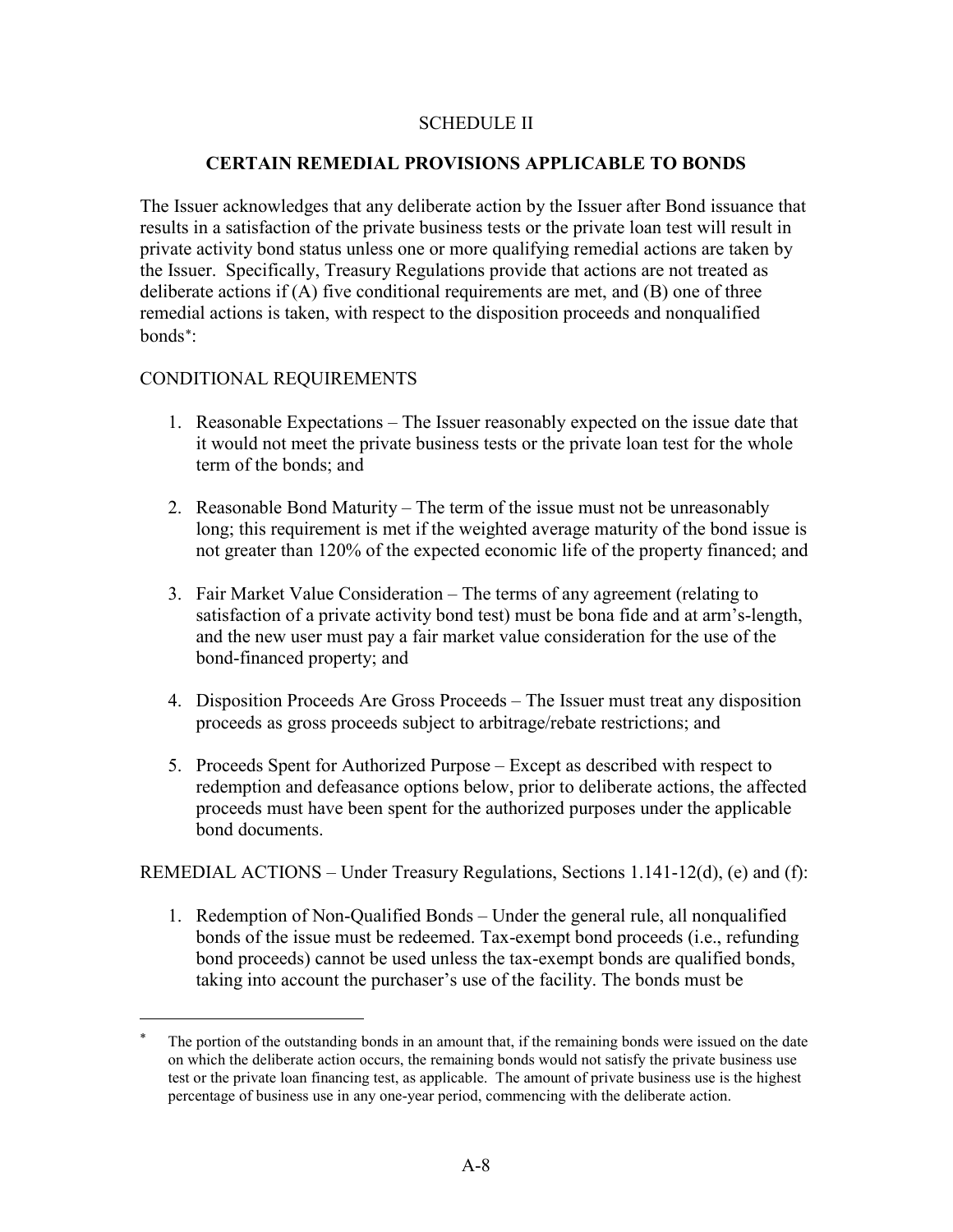SCHEDULE II

## CERTAIN REMEDIAL PROVISIONS APPLICABLE TO BONDS

The Issuer acknowledges that any deliberate action by the Issuer after Bond issuance that results in a satisfaction of the private business tests or the private loan test will result in private activity bond status unless one or more qualifying remedial actions are taken by the Issuer. Specifically, Treasury Regulations provide that actions are not treated as deliberate actions if (A) five conditional requirements are met, and (B) one of three remedial actions is taken, with respect to the disposition proceeds and nonqualified bonds*:

CONDITIONAL REQUIREMENTS

1. Reasonable Expectations – The Issuer reasonably expected on the issue date that it would not meet the private business tests or the private loan test for the whole term of the bonds; and

2. Reasonable Bond Maturity – The term of the issue must not be unreasonably long; this requirement is met if the weighted average maturity of the bond issue is not greater than 120% of the expected economic life of the property financed; and

3. Fair Market Value Consideration – The terms of any agreement (relating to satisfaction of a private activity bond test) must be bona fide and at arm's-length, and the new user must pay a fair market value consideration for the use of the bond-financed property; and

4. Disposition Proceeds Are Gross Proceeds – The Issuer must treat any disposition proceeds as gross proceeds subject to arbitrage/rebate restrictions; and

5. Proceeds Spent for Authorized Purpose – Except as described with respect to redemption and defeasance options below, prior to deliberate actions, the affected proceeds must have been spent for the authorized purposes under the applicable bond documents.

REMEDIAL ACTIONS – Under Treasury Regulations, Sections 1.141-12(d), (e) and (f):

1. Redemption of Non-Qualified Bonds – Under the general rule, all nonqualified bonds of the issue must be redeemed. Tax-exempt bond proceeds (i.e., refunding bond proceeds) cannot be used unless the tax-exempt bonds are qualified bonds, taking into account the purchaser's use of the facility. The bonds must be

---

* The portion of the outstanding bonds in an amount that, if the remaining bonds were issued on the date on which the deliberate action occurs, the remaining bonds would not satisfy the private business use test or the private loan financing test, as applicable. The amount of private business use is the highest percentage of business use in any one-year period, commencing with the deliberate action.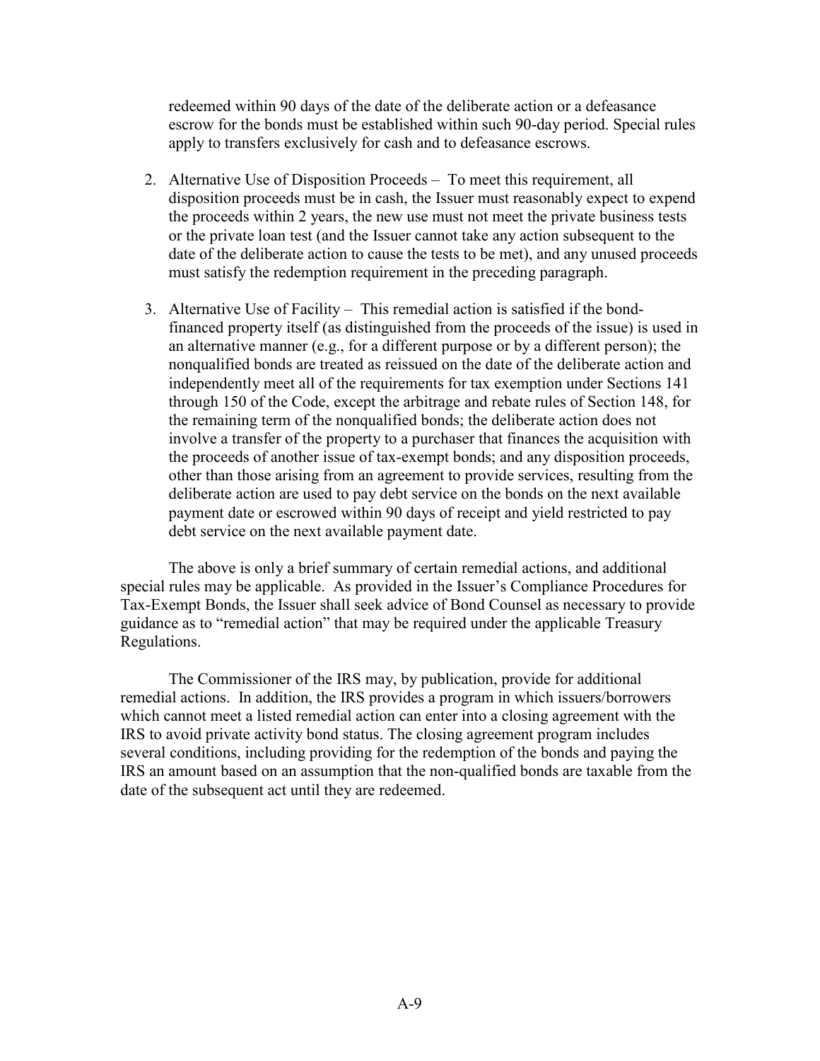redeemed within 90 days of the date of the deliberate action or a defeasance escrow for the bonds must be established within such 90-day period. Special rules apply to transfers exclusively for cash and to defeasance escrows.

2. Alternative Use of Disposition Proceeds – To meet this requirement, all disposition proceeds must be in cash, the Issuer must reasonably expect to expend the proceeds within 2 years, the new use must not meet the private business tests or the private loan test (and the Issuer cannot take any action subsequent to the date of the deliberate action to cause the tests to be met), and any unused proceeds must satisfy the redemption requirement in the preceding paragraph.

3. Alternative Use of Facility – This remedial action is satisfied if the bond-financed property itself (as distinguished from the proceeds of the issue) is used in an alternative manner (e.g., for a different purpose or by a different person); the nonqualified bonds are treated as reissued on the date of the deliberate action and independently meet all of the requirements for tax exemption under Sections 141 through 150 of the Code, except the arbitrage and rebate rules of Section 148, for the remaining term of the nonqualified bonds; the deliberate action does not involve a transfer of the property to a purchaser that finances the acquisition with the proceeds of another issue of tax-exempt bonds; and any disposition proceeds, other than those arising from an agreement to provide services, resulting from the deliberate action are used to pay debt service on the bonds on the next available payment date or escrowed within 90 days of receipt and yield restricted to pay debt service on the next available payment date.

The above is only a brief summary of certain remedial actions, and additional special rules may be applicable. As provided in the Issuer's Compliance Procedures for Tax-Exempt Bonds, the Issuer shall seek advice of Bond Counsel as necessary to provide guidance as to "remedial action" that may be required under the applicable Treasury Regulations.

The Commissioner of the IRS may, by publication, provide for additional remedial actions. In addition, the IRS provides a program in which issuers/borrowers which cannot meet a listed remedial action can enter into a closing agreement with the IRS to avoid private activity bond status. The closing agreement program includes several conditions, including providing for the redemption of the bonds and paying the IRS an amount based on an assumption that the non-qualified bonds are taxable from the date of the subsequent act until they are redeemed.